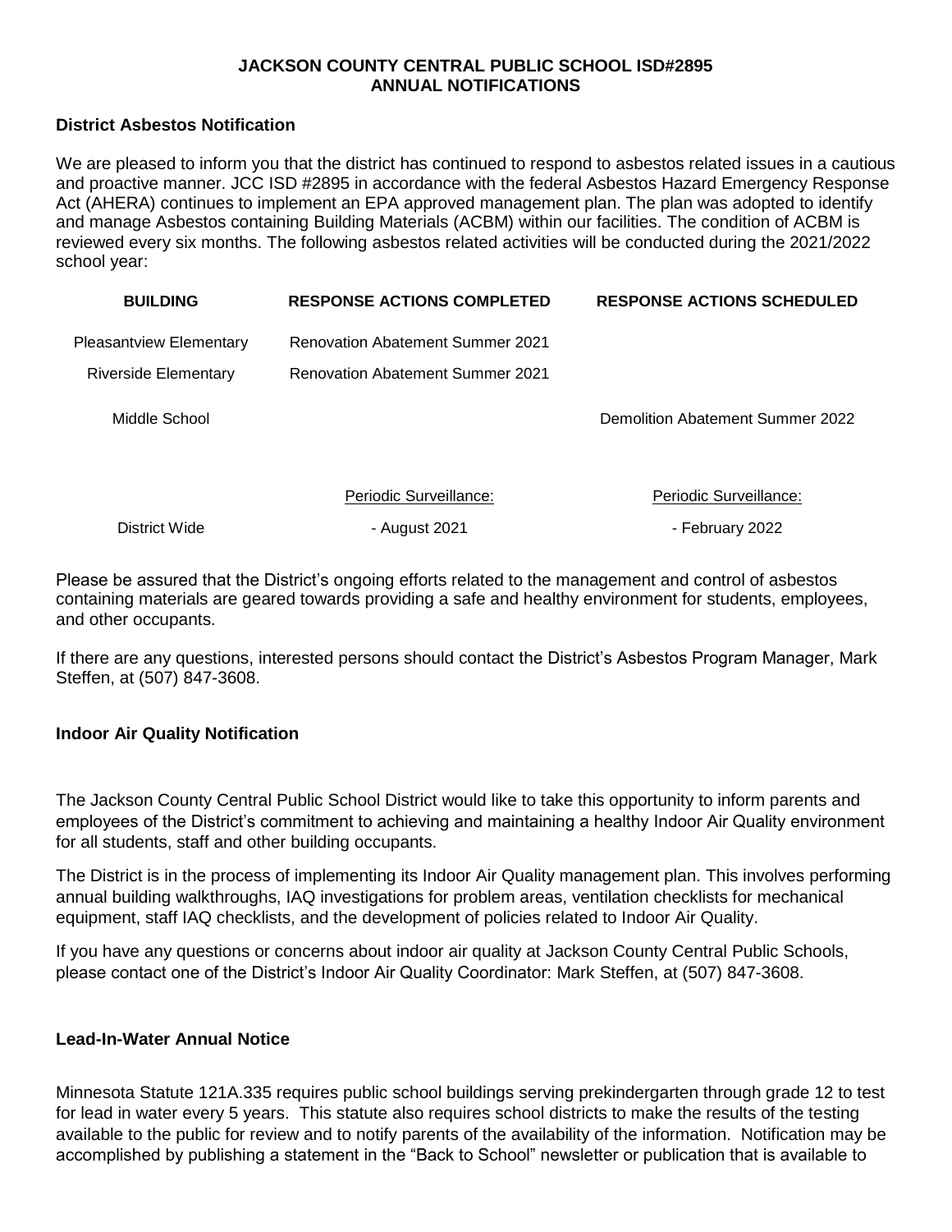**JACKSON COUNTY CENTRAL PUBLIC SCHOOL ISD#2895**
**ANNUAL NOTIFICATIONS**

## District Asbestos Notification

We are pleased to inform you that the district has continued to respond to asbestos related issues in a cautious and proactive manner. JCC ISD #2895 in accordance with the federal Asbestos Hazard Emergency Response Act (AHERA) continues to implement an EPA approved management plan. The plan was adopted to identify and manage Asbestos containing Building Materials (ACBM) within our facilities. The condition of ACBM is reviewed every six months. The following asbestos related activities will be conducted during the 2021/2022 school year:

| BUILDING | RESPONSE ACTIONS COMPLETED | RESPONSE ACTIONS SCHEDULED |
|---|---|---|
| Pleasantview Elementary | Renovation Abatement Summer 2021 | |
| Riverside Elementary | Renovation Abatement Summer 2021 | |
| Middle School | | Demolition Abatement Summer 2022 |
| | Periodic Surveillance: | Periodic Surveillance: |
| District Wide | - August 2021 | - February 2022 |

Please be assured that the District's ongoing efforts related to the management and control of asbestos containing materials are geared towards providing a safe and healthy environment for students, employees, and other occupants.

If there are any questions, interested persons should contact the District's Asbestos Program Manager, Mark Steffen, at (507) 847-3608.

## Indoor Air Quality Notification

The Jackson County Central Public School District would like to take this opportunity to inform parents and employees of the District's commitment to achieving and maintaining a healthy Indoor Air Quality environment for all students, staff and other building occupants.

The District is in the process of implementing its Indoor Air Quality management plan. This involves performing annual building walkthroughs, IAQ investigations for problem areas, ventilation checklists for mechanical equipment, staff IAQ checklists, and the development of policies related to Indoor Air Quality.

If you have any questions or concerns about indoor air quality at Jackson County Central Public Schools, please contact one of the District's Indoor Air Quality Coordinator: Mark Steffen, at (507) 847-3608.

## Lead-In-Water Annual Notice

Minnesota Statute 121A.335 requires public school buildings serving prekindergarten through grade 12 to test for lead in water every 5 years. This statute also requires school districts to make the results of the testing available to the public for review and to notify parents of the availability of the information. Notification may be accomplished by publishing a statement in the "Back to School" newsletter or publication that is available to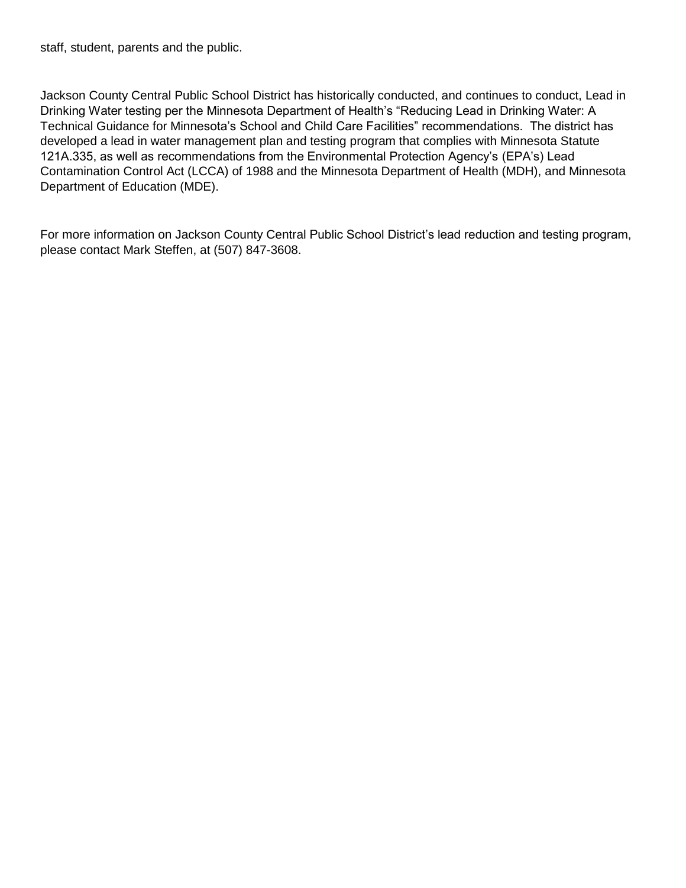staff, student, parents and the public.

Jackson County Central Public School District has historically conducted, and continues to conduct, Lead in Drinking Water testing per the Minnesota Department of Health's "Reducing Lead in Drinking Water: A Technical Guidance for Minnesota's School and Child Care Facilities" recommendations. The district has developed a lead in water management plan and testing program that complies with Minnesota Statute 121A.335, as well as recommendations from the Environmental Protection Agency's (EPA's) Lead Contamination Control Act (LCCA) of 1988 and the Minnesota Department of Health (MDH), and Minnesota Department of Education (MDE).

For more information on Jackson County Central Public School District's lead reduction and testing program, please contact Mark Steffen, at (507) 847-3608.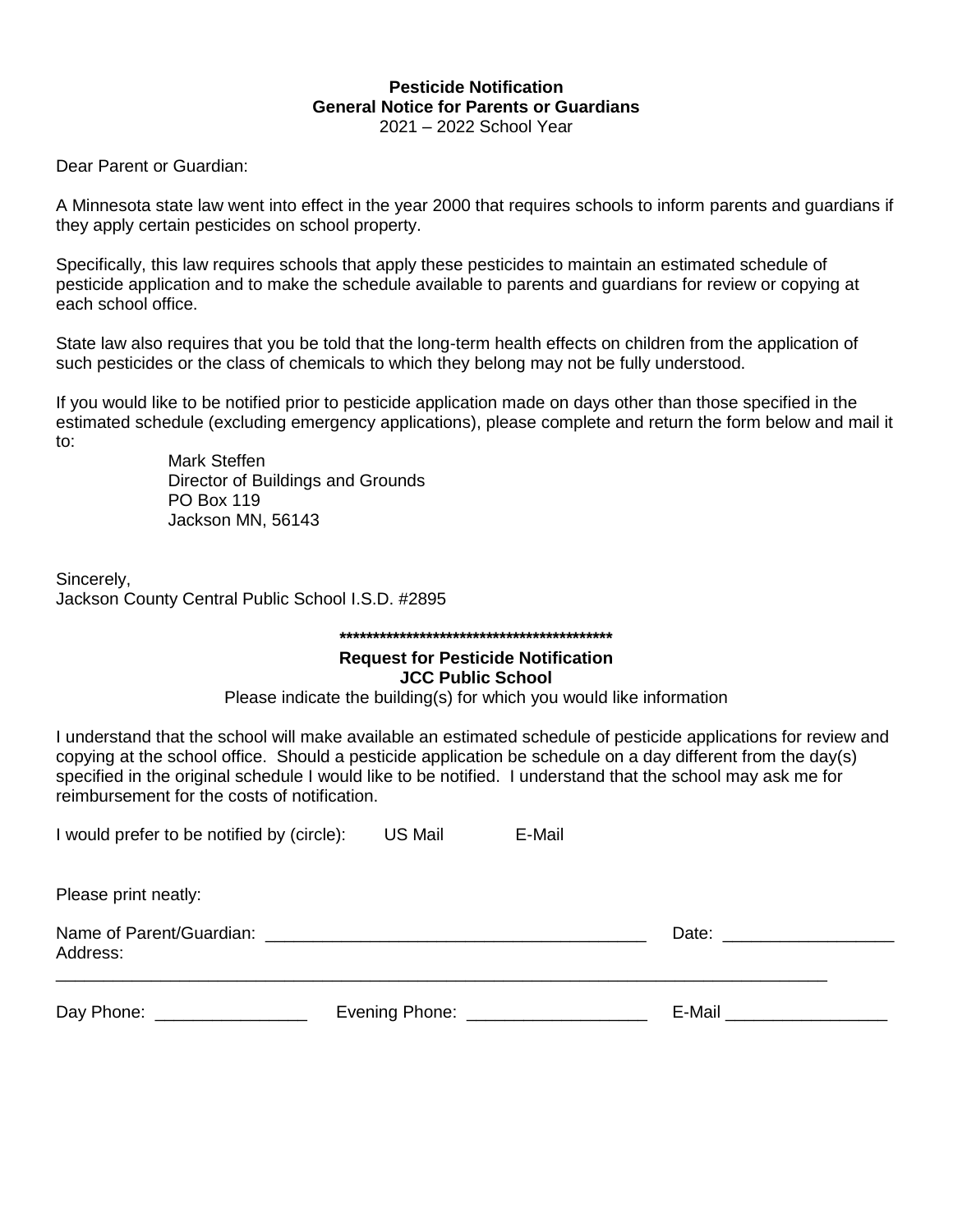**Pesticide Notification**
**General Notice for Parents or Guardians**
2021 – 2022 School Year

Dear Parent or Guardian:

A Minnesota state law went into effect in the year 2000 that requires schools to inform parents and guardians if they apply certain pesticides on school property.

Specifically, this law requires schools that apply these pesticides to maintain an estimated schedule of pesticide application and to make the schedule available to parents and guardians for review or copying at each school office.

State law also requires that you be told that the long-term health effects on children from the application of such pesticides or the class of chemicals to which they belong may not be fully understood.

If you would like to be notified prior to pesticide application made on days other than those specified in the estimated schedule (excluding emergency applications), please complete and return the form below and mail it to:

Mark Steffen
Director of Buildings and Grounds
PO Box 119
Jackson MN, 56143

Sincerely,
Jackson County Central Public School I.S.D. #2895

*******************************************

**Request for Pesticide Notification**
**JCC Public School**
Please indicate the building(s) for which you would like information

I understand that the school will make available an estimated schedule of pesticide applications for review and copying at the school office. Should a pesticide application be schedule on a day different from the day(s) specified in the original schedule I would like to be notified. I understand that the school may ask me for reimbursement for the costs of notification.

I would prefer to be notified by (circle): US Mail E-Mail

Please print neatly:

Name of Parent/Guardian: ________________________________________ Date: __________________
Address:
_____________________________________________________________________________________

Day Phone: ________________ Evening Phone: ___________________ E-Mail _________________